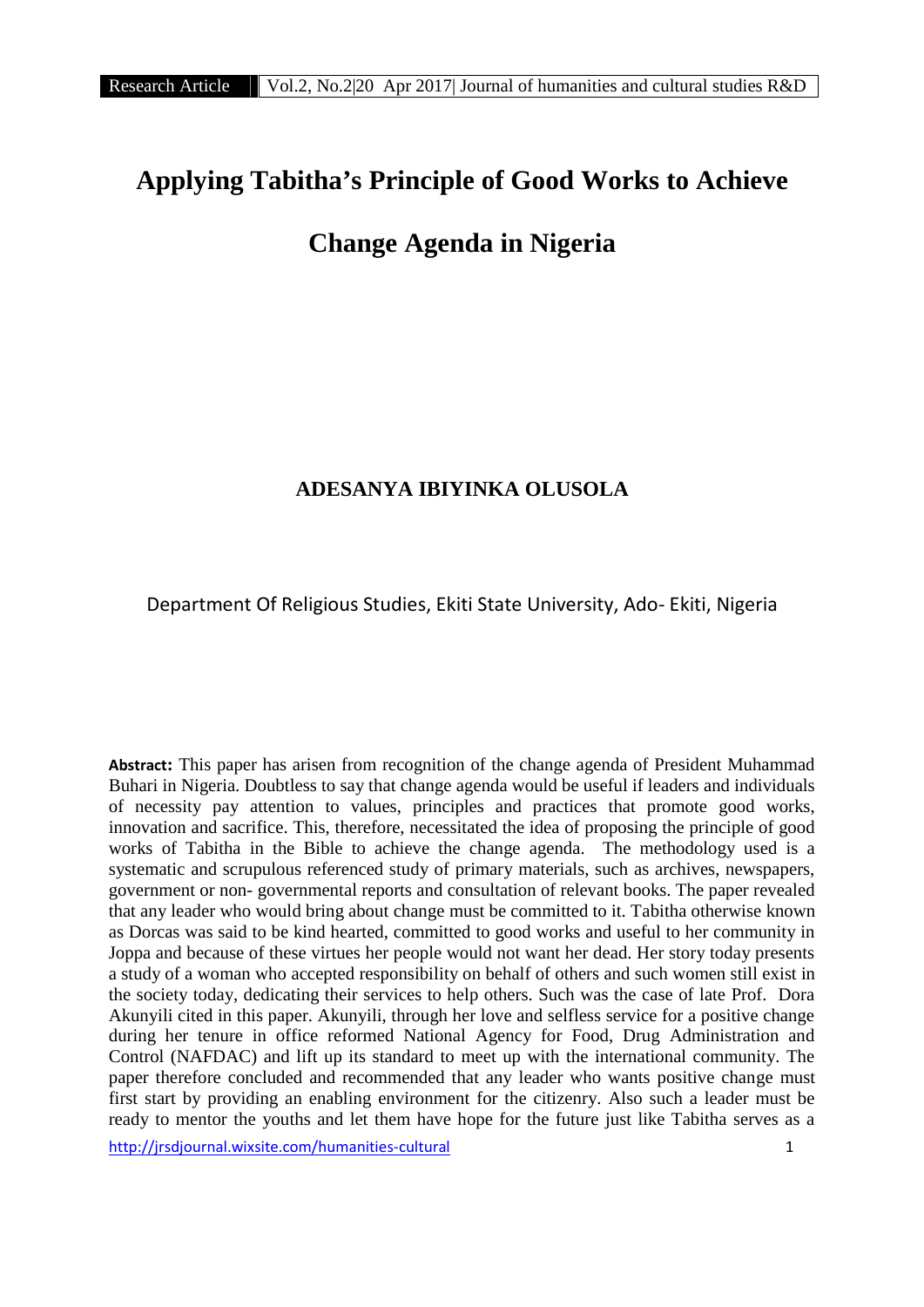# Applying Tabitha's Principle of Good Works to Achieve Change Agenda in Nigeria

**ADESANYA IBIYINKA OLUSOLA**

Department Of Religious Studies, Ekiti State University, Ado- Ekiti, Nigeria

**Abstract:** This paper has arisen from recognition of the change agenda of President Muhammad Buhari in Nigeria. Doubtless to say that change agenda would be useful if leaders and individuals of necessity pay attention to values, principles and practices that promote good works, innovation and sacrifice. This, therefore, necessitated the idea of proposing the principle of good works of Tabitha in the Bible to achieve the change agenda. The methodology used is a systematic and scrupulous referenced study of primary materials, such as archives, newspapers, government or non- governmental reports and consultation of relevant books. The paper revealed that any leader who would bring about change must be committed to it. Tabitha otherwise known as Dorcas was said to be kind hearted, committed to good works and useful to her community in Joppa and because of these virtues her people would not want her dead. Her story today presents a study of a woman who accepted responsibility on behalf of others and such women still exist in the society today, dedicating their services to help others. Such was the case of late Prof. Dora Akunyili cited in this paper. Akunyili, through her love and selfless service for a positive change during her tenure in office reformed National Agency for Food, Drug Administration and Control (NAFDAC) and lift up its standard to meet up with the international community. The paper therefore concluded and recommended that any leader who wants positive change must first start by providing an enabling environment for the citizenry. Also such a leader must be ready to mentor the youths and let them have hope for the future just like Tabitha serves as a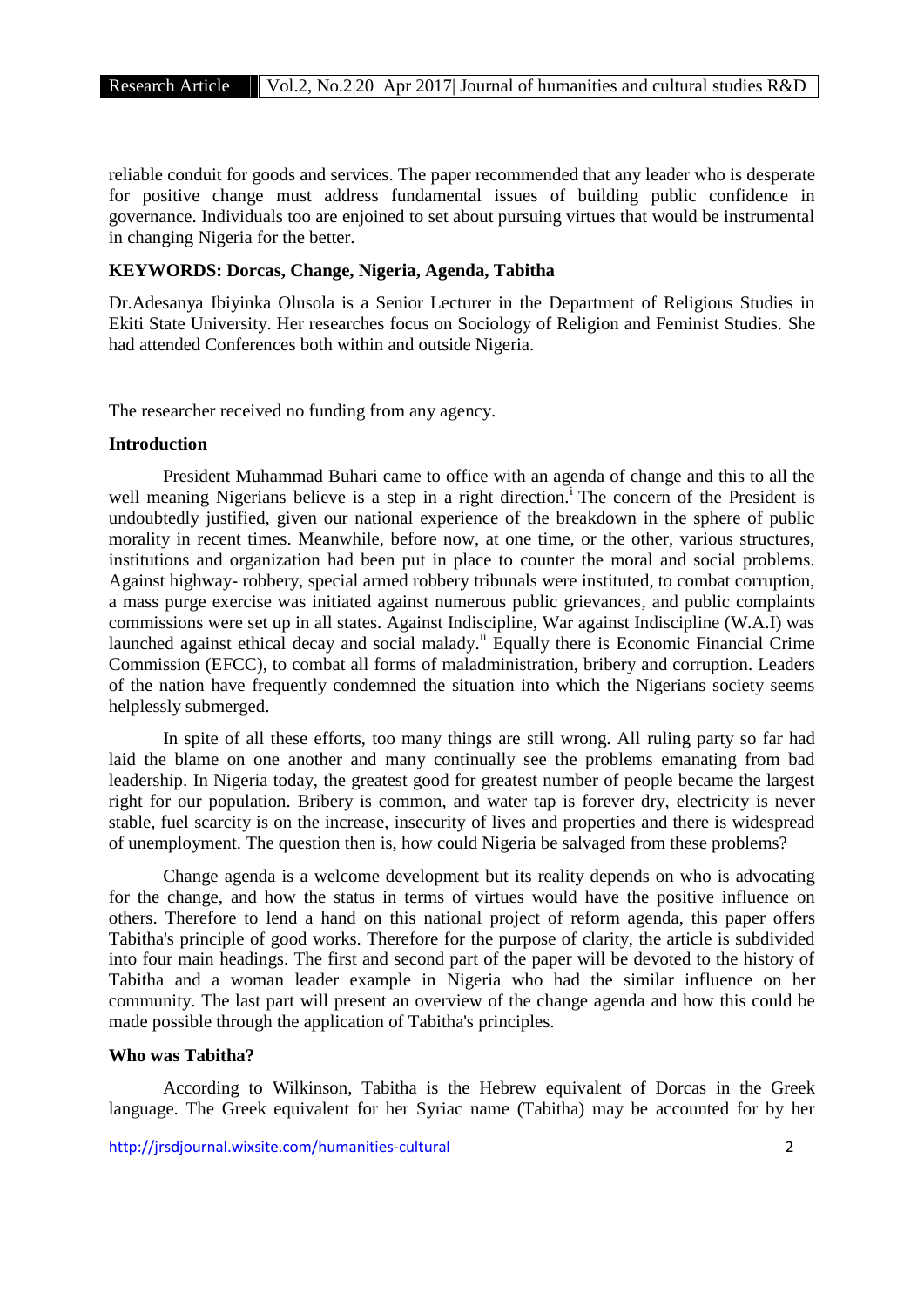reliable conduit for goods and services. The paper recommended that any leader who is desperate for positive change must address fundamental issues of building public confidence in governance. Individuals too are enjoined to set about pursuing virtues that would be instrumental in changing Nigeria for the better.

**KEYWORDS: Dorcas, Change, Nigeria, Agenda, Tabitha**

Dr.Adesanya Ibiyinka Olusola is a Senior Lecturer in the Department of Religious Studies in Ekiti State University. Her researches focus on Sociology of Religion and Feminist Studies. She had attended Conferences both within and outside Nigeria.

The researcher received no funding from any agency.

**Introduction**

President Muhammad Buhari came to office with an agenda of change and this to all the well meaning Nigerians believe is a step in a right direction.[i] The concern of the President is undoubtedly justified, given our national experience of the breakdown in the sphere of public morality in recent times. Meanwhile, before now, at one time, or the other, various structures, institutions and organization had been put in place to counter the moral and social problems. Against highway- robbery, special armed robbery tribunals were instituted, to combat corruption, a mass purge exercise was initiated against numerous public grievances, and public complaints commissions were set up in all states. Against Indiscipline, War against Indiscipline (W.A.I) was launched against ethical decay and social malady.[ii] Equally there is Economic Financial Crime Commission (EFCC), to combat all forms of maladministration, bribery and corruption. Leaders of the nation have frequently condemned the situation into which the Nigerians society seems helplessly submerged.

In spite of all these efforts, too many things are still wrong. All ruling party so far had laid the blame on one another and many continually see the problems emanating from bad leadership. In Nigeria today, the greatest good for greatest number of people became the largest right for our population. Bribery is common, and water tap is forever dry, electricity is never stable, fuel scarcity is on the increase, insecurity of lives and properties and there is widespread of unemployment. The question then is, how could Nigeria be salvaged from these problems?

Change agenda is a welcome development but its reality depends on who is advocating for the change, and how the status in terms of virtues would have the positive influence on others. Therefore to lend a hand on this national project of reform agenda, this paper offers Tabitha's principle of good works. Therefore for the purpose of clarity, the article is subdivided into four main headings. The first and second part of the paper will be devoted to the history of Tabitha and a woman leader example in Nigeria who had the similar influence on her community. The last part will present an overview of the change agenda and how this could be made possible through the application of Tabitha's principles.

**Who was Tabitha?**

According to Wilkinson, Tabitha is the Hebrew equivalent of Dorcas in the Greek language. The Greek equivalent for her Syriac name (Tabitha) may be accounted for by her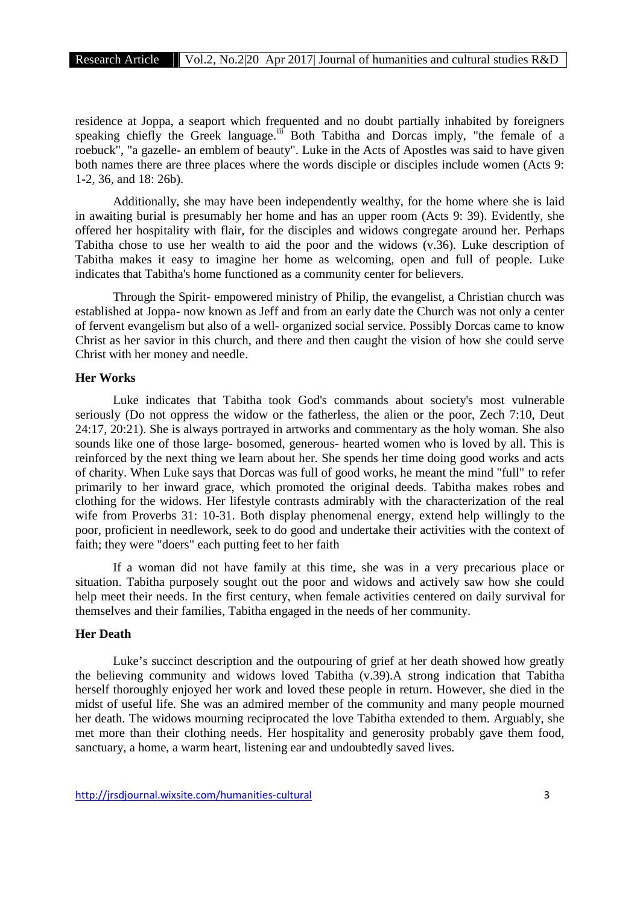residence at Joppa, a seaport which frequented and no doubt partially inhabited by foreigners speaking chiefly the Greek language.[iii] Both Tabitha and Dorcas imply, "the female of a roebuck", "a gazelle- an emblem of beauty". Luke in the Acts of Apostles was said to have given both names there are three places where the words disciple or disciples include women (Acts 9: 1-2, 36, and 18: 26b).

Additionally, she may have been independently wealthy, for the home where she is laid in awaiting burial is presumably her home and has an upper room (Acts 9: 39). Evidently, she offered her hospitality with flair, for the disciples and widows congregate around her. Perhaps Tabitha chose to use her wealth to aid the poor and the widows (v.36). Luke description of Tabitha makes it easy to imagine her home as welcoming, open and full of people. Luke indicates that Tabitha's home functioned as a community center for believers.

Through the Spirit- empowered ministry of Philip, the evangelist, a Christian church was established at Joppa- now known as Jeff and from an early date the Church was not only a center of fervent evangelism but also of a well- organized social service. Possibly Dorcas came to know Christ as her savior in this church, and there and then caught the vision of how she could serve Christ with her money and needle.

**Her Works**

Luke indicates that Tabitha took God's commands about society's most vulnerable seriously (Do not oppress the widow or the fatherless, the alien or the poor, Zech 7:10, Deut 24:17, 20:21). She is always portrayed in artworks and commentary as the holy woman. She also sounds like one of those large- bosomed, generous- hearted women who is loved by all. This is reinforced by the next thing we learn about her. She spends her time doing good works and acts of charity. When Luke says that Dorcas was full of good works, he meant the mind "full" to refer primarily to her inward grace, which promoted the original deeds. Tabitha makes robes and clothing for the widows. Her lifestyle contrasts admirably with the characterization of the real wife from Proverbs 31: 10-31. Both display phenomenal energy, extend help willingly to the poor, proficient in needlework, seek to do good and undertake their activities with the context of faith; they were "doers" each putting feet to her faith

If a woman did not have family at this time, she was in a very precarious place or situation. Tabitha purposely sought out the poor and widows and actively saw how she could help meet their needs. In the first century, when female activities centered on daily survival for themselves and their families, Tabitha engaged in the needs of her community.

**Her Death**

Luke's succinct description and the outpouring of grief at her death showed how greatly the believing community and widows loved Tabitha (v.39).A strong indication that Tabitha herself thoroughly enjoyed her work and loved these people in return. However, she died in the midst of useful life. She was an admired member of the community and many people mourned her death. The widows mourning reciprocated the love Tabitha extended to them. Arguably, she met more than their clothing needs. Her hospitality and generosity probably gave them food, sanctuary, a home, a warm heart, listening ear and undoubtedly saved lives.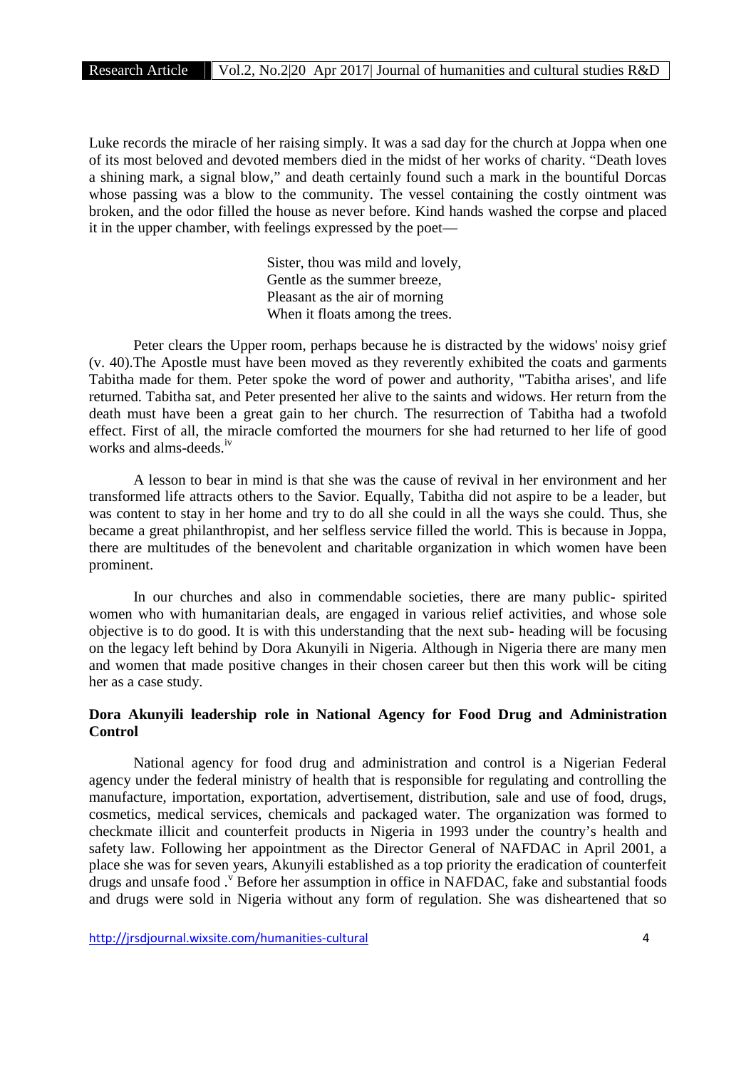Luke records the miracle of her raising simply. It was a sad day for the church at Joppa when one of its most beloved and devoted members died in the midst of her works of charity. "Death loves a shining mark, a signal blow," and death certainly found such a mark in the bountiful Dorcas whose passing was a blow to the community. The vessel containing the costly ointment was broken, and the odor filled the house as never before. Kind hands washed the corpse and placed it in the upper chamber, with feelings expressed by the poet—

> Sister, thou was mild and lovely,
> Gentle as the summer breeze,
> Pleasant as the air of morning
> When it floats among the trees.

Peter clears the Upper room, perhaps because he is distracted by the widows' noisy grief (v. 40).The Apostle must have been moved as they reverently exhibited the coats and garments Tabitha made for them. Peter spoke the word of power and authority, "Tabitha arises', and life returned. Tabitha sat, and Peter presented her alive to the saints and widows. Her return from the death must have been a great gain to her church. The resurrection of Tabitha had a twofold effect. First of all, the miracle comforted the mourners for she had returned to her life of good works and alms-deeds.[iv]

A lesson to bear in mind is that she was the cause of revival in her environment and her transformed life attracts others to the Savior. Equally, Tabitha did not aspire to be a leader, but was content to stay in her home and try to do all she could in all the ways she could. Thus, she became a great philanthropist, and her selfless service filled the world. This is because in Joppa, there are multitudes of the benevolent and charitable organization in which women have been prominent.

In our churches and also in commendable societies, there are many public- spirited women who with humanitarian deals, are engaged in various relief activities, and whose sole objective is to do good. It is with this understanding that the next sub- heading will be focusing on the legacy left behind by Dora Akunyili in Nigeria. Although in Nigeria there are many men and women that made positive changes in their chosen career but then this work will be citing her as a case study.

**Dora Akunyili leadership role in National Agency for Food Drug and Administration Control**

National agency for food drug and administration and control is a Nigerian Federal agency under the federal ministry of health that is responsible for regulating and controlling the manufacture, importation, exportation, advertisement, distribution, sale and use of food, drugs, cosmetics, medical services, chemicals and packaged water. The organization was formed to checkmate illicit and counterfeit products in Nigeria in 1993 under the country's health and safety law. Following her appointment as the Director General of NAFDAC in April 2001, a place she was for seven years, Akunyili established as a top priority the eradication of counterfeit drugs and unsafe food .[v] Before her assumption in office in NAFDAC, fake and substantial foods and drugs were sold in Nigeria without any form of regulation. She was disheartened that so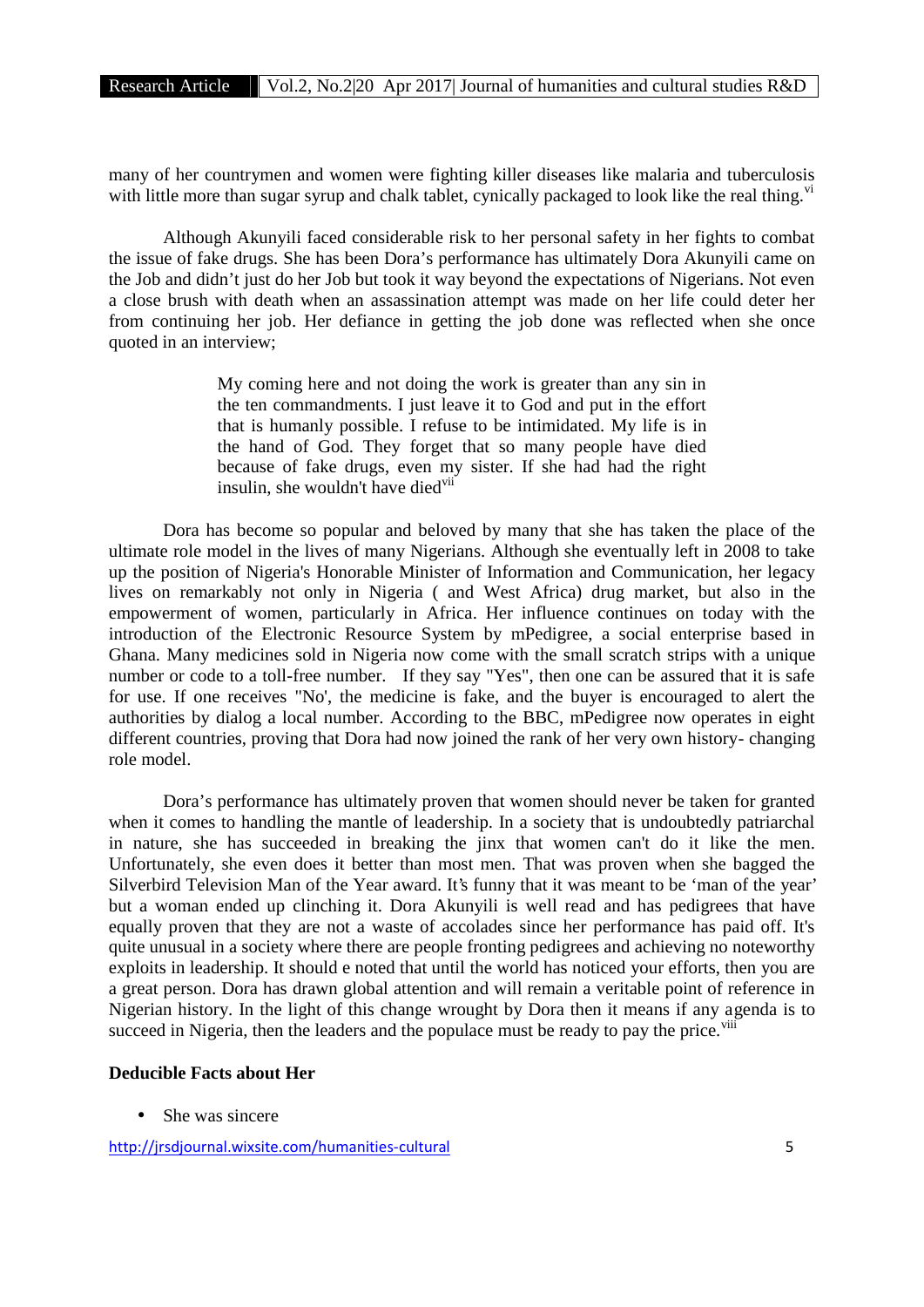many of her countrymen and women were fighting killer diseases like malaria and tuberculosis with little more than sugar syrup and chalk tablet, cynically packaged to look like the real thing.[vi]

Although Akunyili faced considerable risk to her personal safety in her fights to combat the issue of fake drugs. She has been Dora's performance has ultimately Dora Akunyili came on the Job and didn't just do her Job but took it way beyond the expectations of Nigerians. Not even a close brush with death when an assassination attempt was made on her life could deter her from continuing her job. Her defiance in getting the job done was reflected when she once quoted in an interview;

> My coming here and not doing the work is greater than any sin in the ten commandments. I just leave it to God and put in the effort that is humanly possible. I refuse to be intimidated. My life is in the hand of God. They forget that so many people have died because of fake drugs, even my sister. If she had had the right insulin, she wouldn't have died[vii]

Dora has become so popular and beloved by many that she has taken the place of the ultimate role model in the lives of many Nigerians. Although she eventually left in 2008 to take up the position of Nigeria's Honorable Minister of Information and Communication, her legacy lives on remarkably not only in Nigeria ( and West Africa) drug market, but also in the empowerment of women, particularly in Africa. Her influence continues on today with the introduction of the Electronic Resource System by mPedigree, a social enterprise based in Ghana. Many medicines sold in Nigeria now come with the small scratch strips with a unique number or code to a toll-free number. If they say "Yes", then one can be assured that it is safe for use. If one receives "No', the medicine is fake, and the buyer is encouraged to alert the authorities by dialog a local number. According to the BBC, mPedigree now operates in eight different countries, proving that Dora had now joined the rank of her very own history- changing role model.

Dora's performance has ultimately proven that women should never be taken for granted when it comes to handling the mantle of leadership. In a society that is undoubtedly patriarchal in nature, she has succeeded in breaking the jinx that women can't do it like the men. Unfortunately, she even does it better than most men. That was proven when she bagged the Silverbird Television Man of the Year award. It's funny that it was meant to be 'man of the year' but a woman ended up clinching it. Dora Akunyili is well read and has pedigrees that have equally proven that they are not a waste of accolades since her performance has paid off. It's quite unusual in a society where there are people fronting pedigrees and achieving no noteworthy exploits in leadership. It should e noted that until the world has noticed your efforts, then you are a great person. Dora has drawn global attention and will remain a veritable point of reference in Nigerian history. In the light of this change wrought by Dora then it means if any agenda is to succeed in Nigeria, then the leaders and the populace must be ready to pay the price.[viii]

**Deducible Facts about Her**

- She was sincere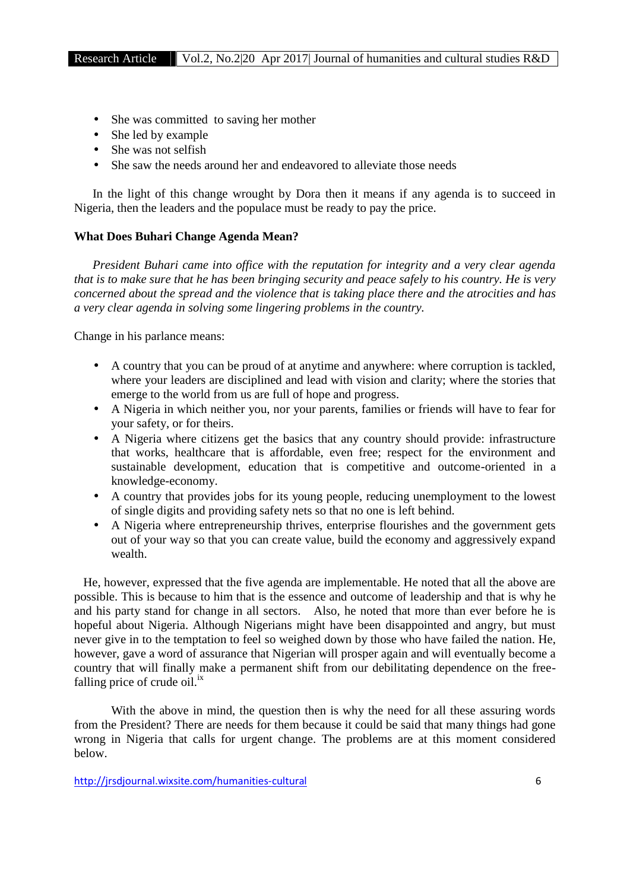- She was committed to saving her mother
- She led by example
- She was not selfish
- She saw the needs around her and endeavored to alleviate those needs

In the light of this change wrought by Dora then it means if any agenda is to succeed in Nigeria, then the leaders and the populace must be ready to pay the price.

**What Does Buhari Change Agenda Mean?**

*President Buhari came into office with the reputation for integrity and a very clear agenda that is to make sure that he has been bringing security and peace safely to his country. He is very concerned about the spread and the violence that is taking place there and the atrocities and has a very clear agenda in solving some lingering problems in the country.*

Change in his parlance means:

- A country that you can be proud of at anytime and anywhere: where corruption is tackled, where your leaders are disciplined and lead with vision and clarity; where the stories that emerge to the world from us are full of hope and progress.
- A Nigeria in which neither you, nor your parents, families or friends will have to fear for your safety, or for theirs.
- A Nigeria where citizens get the basics that any country should provide: infrastructure that works, healthcare that is affordable, even free; respect for the environment and sustainable development, education that is competitive and outcome-oriented in a knowledge-economy.
- A country that provides jobs for its young people, reducing unemployment to the lowest of single digits and providing safety nets so that no one is left behind.
- A Nigeria where entrepreneurship thrives, enterprise flourishes and the government gets out of your way so that you can create value, build the economy and aggressively expand wealth.

He, however, expressed that the five agenda are implementable. He noted that all the above are possible. This is because to him that is the essence and outcome of leadership and that is why he and his party stand for change in all sectors. Also, he noted that more than ever before he is hopeful about Nigeria. Although Nigerians might have been disappointed and angry, but must never give in to the temptation to feel so weighed down by those who have failed the nation. He, however, gave a word of assurance that Nigerian will prosper again and will eventually become a country that will finally make a permanent shift from our debilitating dependence on the free-falling price of crude oil.[ix]

With the above in mind, the question then is why the need for all these assuring words from the President? There are needs for them because it could be said that many things had gone wrong in Nigeria that calls for urgent change. The problems are at this moment considered below.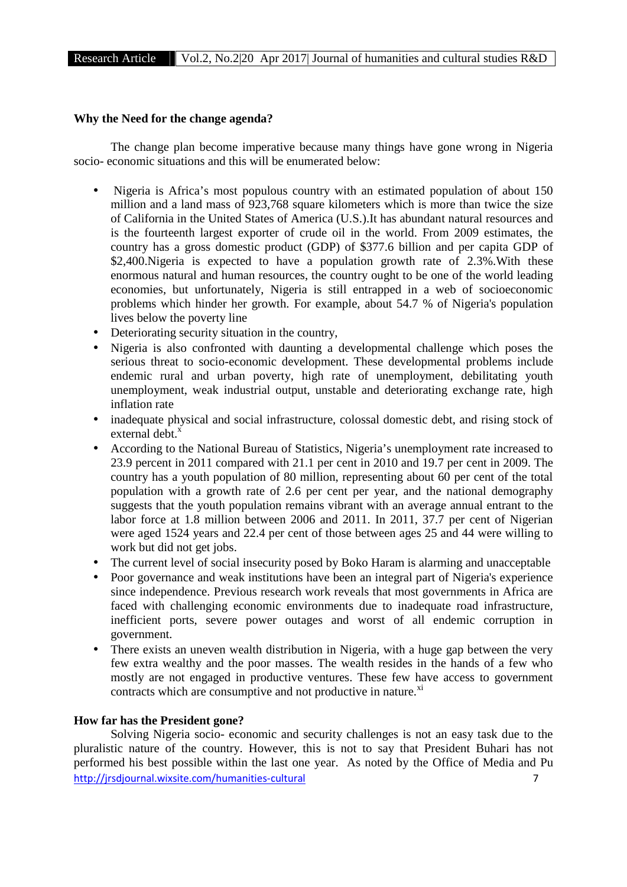**Why the Need for the change agenda?**

The change plan become imperative because many things have gone wrong in Nigeria socio- economic situations and this will be enumerated below:

- Nigeria is Africa's most populous country with an estimated population of about 150 million and a land mass of 923,768 square kilometers which is more than twice the size of California in the United States of America (U.S.).It has abundant natural resources and is the fourteenth largest exporter of crude oil in the world. From 2009 estimates, the country has a gross domestic product (GDP) of $377.6 billion and per capita GDP of $2,400.Nigeria is expected to have a population growth rate of 2.3%.With these enormous natural and human resources, the country ought to be one of the world leading economies, but unfortunately, Nigeria is still entrapped in a web of socioeconomic problems which hinder her growth. For example, about 54.7 % of Nigeria's population lives below the poverty line
- Deteriorating security situation in the country,
- Nigeria is also confronted with daunting a developmental challenge which poses the serious threat to socio-economic development. These developmental problems include endemic rural and urban poverty, high rate of unemployment, debilitating youth unemployment, weak industrial output, unstable and deteriorating exchange rate, high inflation rate
- inadequate physical and social infrastructure, colossal domestic debt, and rising stock of external debt.[x]
- According to the National Bureau of Statistics, Nigeria's unemployment rate increased to 23.9 percent in 2011 compared with 21.1 per cent in 2010 and 19.7 per cent in 2009. The country has a youth population of 80 million, representing about 60 per cent of the total population with a growth rate of 2.6 per cent per year, and the national demography suggests that the youth population remains vibrant with an average annual entrant to the labor force at 1.8 million between 2006 and 2011. In 2011, 37.7 per cent of Nigerian were aged 1524 years and 22.4 per cent of those between ages 25 and 44 were willing to work but did not get jobs.
- The current level of social insecurity posed by Boko Haram is alarming and unacceptable
- Poor governance and weak institutions have been an integral part of Nigeria's experience since independence. Previous research work reveals that most governments in Africa are faced with challenging economic environments due to inadequate road infrastructure, inefficient ports, severe power outages and worst of all endemic corruption in government.
- There exists an uneven wealth distribution in Nigeria, with a huge gap between the very few extra wealthy and the poor masses. The wealth resides in the hands of a few who mostly are not engaged in productive ventures. These few have access to government contracts which are consumptive and not productive in nature.[xi]

**How far has the President gone?**

Solving Nigeria socio- economic and security challenges is not an easy task due to the pluralistic nature of the country. However, this is not to say that President Buhari has not performed his best possible within the last one year. As noted by the Office of Media and Pu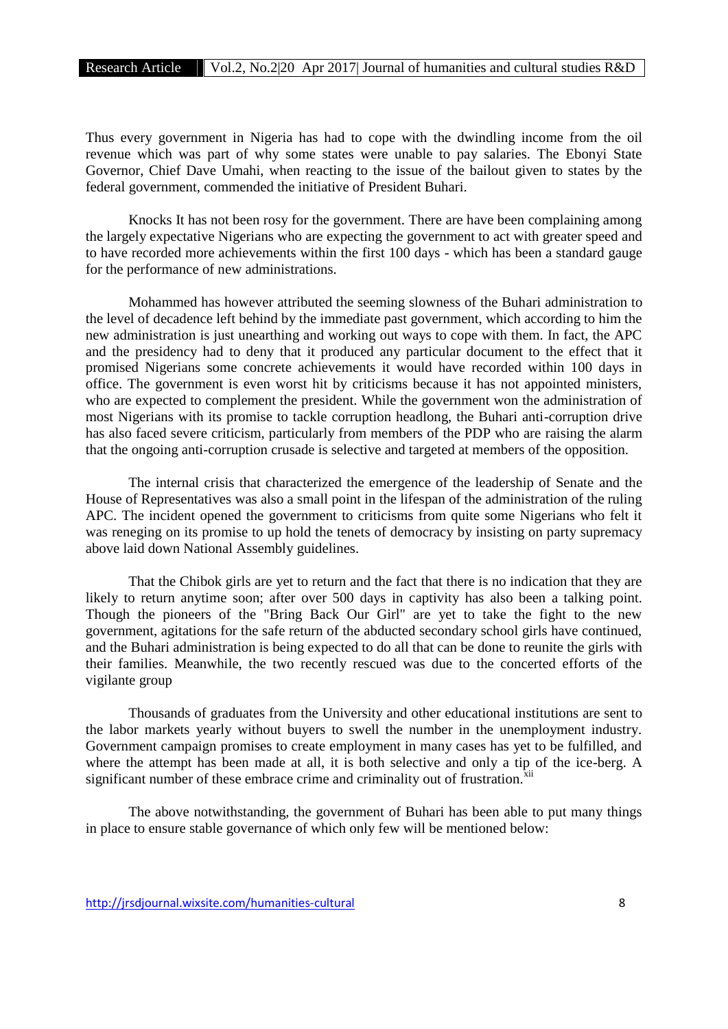Thus every government in Nigeria has had to cope with the dwindling income from the oil revenue which was part of why some states were unable to pay salaries. The Ebonyi State Governor, Chief Dave Umahi, when reacting to the issue of the bailout given to states by the federal government, commended the initiative of President Buhari.

Knocks It has not been rosy for the government. There are have been complaining among the largely expectative Nigerians who are expecting the government to act with greater speed and to have recorded more achievements within the first 100 days - which has been a standard gauge for the performance of new administrations.

Mohammed has however attributed the seeming slowness of the Buhari administration to the level of decadence left behind by the immediate past government, which according to him the new administration is just unearthing and working out ways to cope with them. In fact, the APC and the presidency had to deny that it produced any particular document to the effect that it promised Nigerians some concrete achievements it would have recorded within 100 days in office. The government is even worst hit by criticisms because it has not appointed ministers, who are expected to complement the president. While the government won the administration of most Nigerians with its promise to tackle corruption headlong, the Buhari anti-corruption drive has also faced severe criticism, particularly from members of the PDP who are raising the alarm that the ongoing anti-corruption crusade is selective and targeted at members of the opposition.

The internal crisis that characterized the emergence of the leadership of Senate and the House of Representatives was also a small point in the lifespan of the administration of the ruling APC. The incident opened the government to criticisms from quite some Nigerians who felt it was reneging on its promise to up hold the tenets of democracy by insisting on party supremacy above laid down National Assembly guidelines.

That the Chibok girls are yet to return and the fact that there is no indication that they are likely to return anytime soon; after over 500 days in captivity has also been a talking point. Though the pioneers of the "Bring Back Our Girl" are yet to take the fight to the new government, agitations for the safe return of the abducted secondary school girls have continued, and the Buhari administration is being expected to do all that can be done to reunite the girls with their families. Meanwhile, the two recently rescued was due to the concerted efforts of the vigilante group

Thousands of graduates from the University and other educational institutions are sent to the labor markets yearly without buyers to swell the number in the unemployment industry. Government campaign promises to create employment in many cases has yet to be fulfilled, and where the attempt has been made at all, it is both selective and only a tip of the ice-berg. A significant number of these embrace crime and criminality out of frustration.[xii]

The above notwithstanding, the government of Buhari has been able to put many things in place to ensure stable governance of which only few will be mentioned below: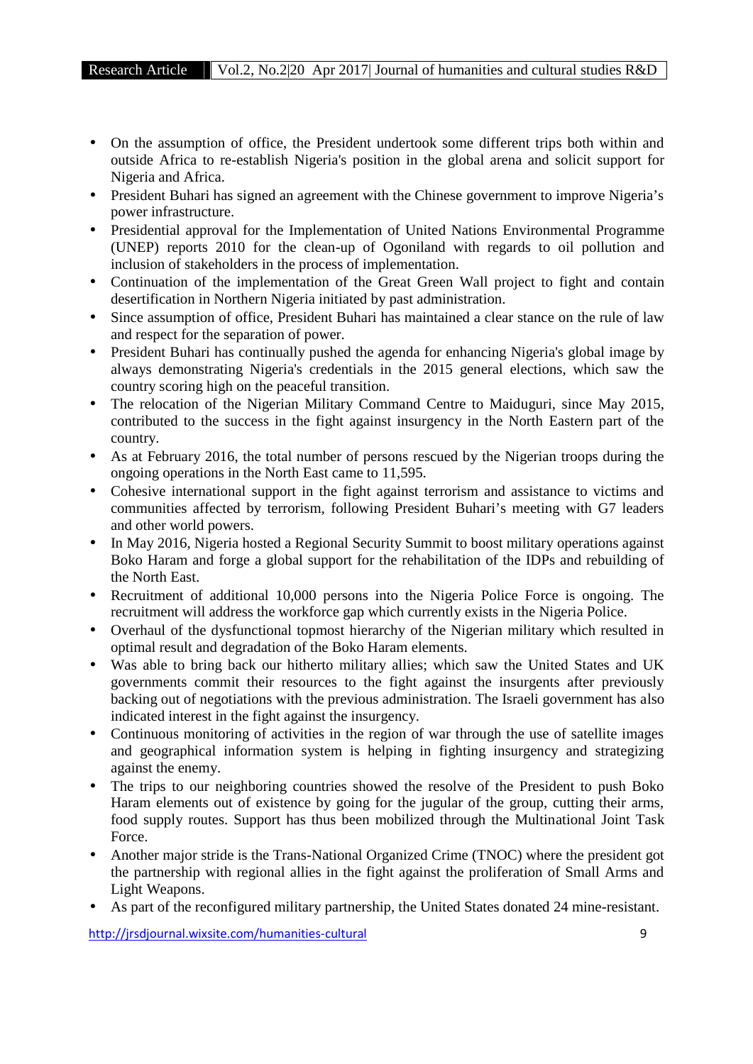- On the assumption of office, the President undertook some different trips both within and outside Africa to re-establish Nigeria's position in the global arena and solicit support for Nigeria and Africa.
- President Buhari has signed an agreement with the Chinese government to improve Nigeria's power infrastructure.
- Presidential approval for the Implementation of United Nations Environmental Programme (UNEP) reports 2010 for the clean-up of Ogoniland with regards to oil pollution and inclusion of stakeholders in the process of implementation.
- Continuation of the implementation of the Great Green Wall project to fight and contain desertification in Northern Nigeria initiated by past administration.
- Since assumption of office, President Buhari has maintained a clear stance on the rule of law and respect for the separation of power.
- President Buhari has continually pushed the agenda for enhancing Nigeria's global image by always demonstrating Nigeria's credentials in the 2015 general elections, which saw the country scoring high on the peaceful transition.
- The relocation of the Nigerian Military Command Centre to Maiduguri, since May 2015, contributed to the success in the fight against insurgency in the North Eastern part of the country.
- As at February 2016, the total number of persons rescued by the Nigerian troops during the ongoing operations in the North East came to 11,595.
- Cohesive international support in the fight against terrorism and assistance to victims and communities affected by terrorism, following President Buhari's meeting with G7 leaders and other world powers.
- In May 2016, Nigeria hosted a Regional Security Summit to boost military operations against Boko Haram and forge a global support for the rehabilitation of the IDPs and rebuilding of the North East.
- Recruitment of additional 10,000 persons into the Nigeria Police Force is ongoing. The recruitment will address the workforce gap which currently exists in the Nigeria Police.
- Overhaul of the dysfunctional topmost hierarchy of the Nigerian military which resulted in optimal result and degradation of the Boko Haram elements.
- Was able to bring back our hitherto military allies; which saw the United States and UK governments commit their resources to the fight against the insurgents after previously backing out of negotiations with the previous administration. The Israeli government has also indicated interest in the fight against the insurgency.
- Continuous monitoring of activities in the region of war through the use of satellite images and geographical information system is helping in fighting insurgency and strategizing against the enemy.
- The trips to our neighboring countries showed the resolve of the President to push Boko Haram elements out of existence by going for the jugular of the group, cutting their arms, food supply routes. Support has thus been mobilized through the Multinational Joint Task Force.
- Another major stride is the Trans-National Organized Crime (TNOC) where the president got the partnership with regional allies in the fight against the proliferation of Small Arms and Light Weapons.
- As part of the reconfigured military partnership, the United States donated 24 mine-resistant.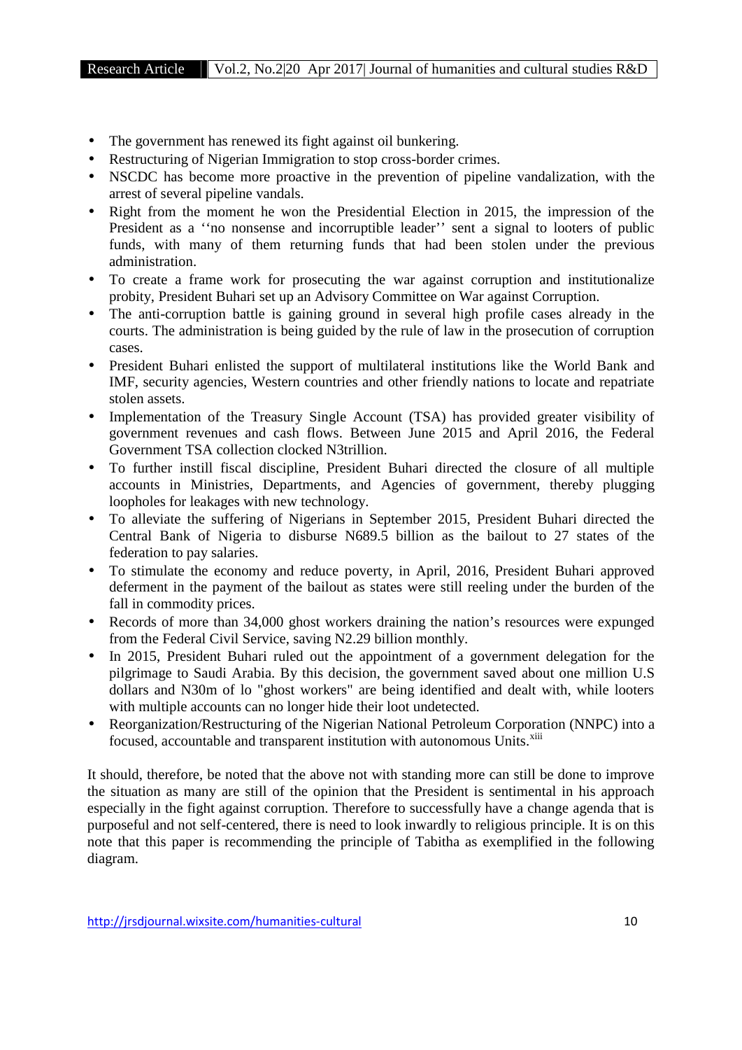- The government has renewed its fight against oil bunkering.
- Restructuring of Nigerian Immigration to stop cross-border crimes.
- NSCDC has become more proactive in the prevention of pipeline vandalization, with the arrest of several pipeline vandals.
- Right from the moment he won the Presidential Election in 2015, the impression of the President as a ''no nonsense and incorruptible leader'' sent a signal to looters of public funds, with many of them returning funds that had been stolen under the previous administration.
- To create a frame work for prosecuting the war against corruption and institutionalize probity, President Buhari set up an Advisory Committee on War against Corruption.
- The anti-corruption battle is gaining ground in several high profile cases already in the courts. The administration is being guided by the rule of law in the prosecution of corruption cases.
- President Buhari enlisted the support of multilateral institutions like the World Bank and IMF, security agencies, Western countries and other friendly nations to locate and repatriate stolen assets.
- Implementation of the Treasury Single Account (TSA) has provided greater visibility of government revenues and cash flows. Between June 2015 and April 2016, the Federal Government TSA collection clocked N3trillion.
- To further instill fiscal discipline, President Buhari directed the closure of all multiple accounts in Ministries, Departments, and Agencies of government, thereby plugging loopholes for leakages with new technology.
- To alleviate the suffering of Nigerians in September 2015, President Buhari directed the Central Bank of Nigeria to disburse N689.5 billion as the bailout to 27 states of the federation to pay salaries.
- To stimulate the economy and reduce poverty, in April, 2016, President Buhari approved deferment in the payment of the bailout as states were still reeling under the burden of the fall in commodity prices.
- Records of more than 34,000 ghost workers draining the nation's resources were expunged from the Federal Civil Service, saving N2.29 billion monthly.
- In 2015, President Buhari ruled out the appointment of a government delegation for the pilgrimage to Saudi Arabia. By this decision, the government saved about one million U.S dollars and N30m of lo "ghost workers" are being identified and dealt with, while looters with multiple accounts can no longer hide their loot undetected.
- Reorganization/Restructuring of the Nigerian National Petroleum Corporation (NNPC) into a focused, accountable and transparent institution with autonomous Units.[xiii]

It should, therefore, be noted that the above not with standing more can still be done to improve the situation as many are still of the opinion that the President is sentimental in his approach especially in the fight against corruption. Therefore to successfully have a change agenda that is purposeful and not self-centered, there is need to look inwardly to religious principle. It is on this note that this paper is recommending the principle of Tabitha as exemplified in the following diagram.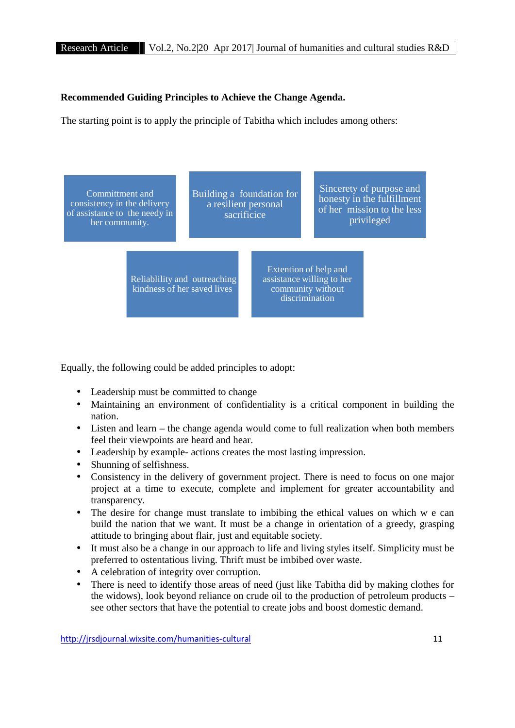**Recommended Guiding Principles to Achieve the Change Agenda.**

The starting point is to apply the principle of Tabitha which includes among others:

- Committment and consistency in the delivery of assistance to the needy in her community.
- Building a foundation for a resilient personal sacrificice
- Sincerety of purpose and honesty in the fulfillment of her mission to the less privileged
- Reliablility and outreaching kindness of her saved lives
- Extention of help and assistance willing to her community without discrimination

Equally, the following could be added principles to adopt:

- Leadership must be committed to change
- Maintaining an environment of confidentiality is a critical component in building the nation.
- Listen and learn – the change agenda would come to full realization when both members feel their viewpoints are heard and hear.
- Leadership by example- actions creates the most lasting impression.
- Shunning of selfishness.
- Consistency in the delivery of government project. There is need to focus on one major project at a time to execute, complete and implement for greater accountability and transparency.
- The desire for change must translate to imbibing the ethical values on which w e can build the nation that we want. It must be a change in orientation of a greedy, grasping attitude to bringing about flair, just and equitable society.
- It must also be a change in our approach to life and living styles itself. Simplicity must be preferred to ostentatious living. Thrift must be imbibed over waste.
- A celebration of integrity over corruption.
- There is need to identify those areas of need (just like Tabitha did by making clothes for the widows), look beyond reliance on crude oil to the production of petroleum products – see other sectors that have the potential to create jobs and boost domestic demand.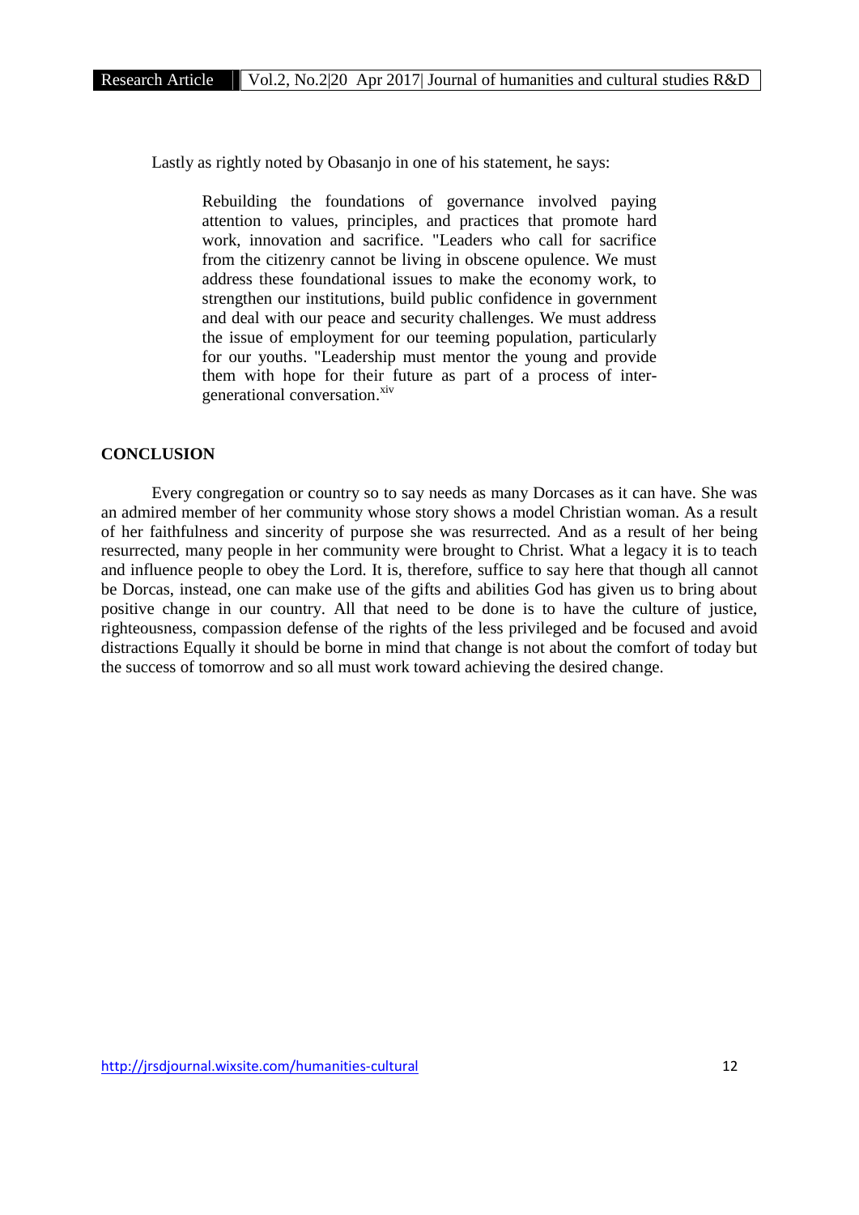Lastly as rightly noted by Obasanjo in one of his statement, he says:

> Rebuilding the foundations of governance involved paying attention to values, principles, and practices that promote hard work, innovation and sacrifice. "Leaders who call for sacrifice from the citizenry cannot be living in obscene opulence. We must address these foundational issues to make the economy work, to strengthen our institutions, build public confidence in government and deal with our peace and security challenges. We must address the issue of employment for our teeming population, particularly for our youths. "Leadership must mentor the young and provide them with hope for their future as part of a process of inter-generational conversation.[xiv]

## CONCLUSION

Every congregation or country so to say needs as many Dorcases as it can have. She was an admired member of her community whose story shows a model Christian woman. As a result of her faithfulness and sincerity of purpose she was resurrected. And as a result of her being resurrected, many people in her community were brought to Christ. What a legacy it is to teach and influence people to obey the Lord. It is, therefore, suffice to say here that though all cannot be Dorcas, instead, one can make use of the gifts and abilities God has given us to bring about positive change in our country. All that need to be done is to have the culture of justice, righteousness, compassion defense of the rights of the less privileged and be focused and avoid distractions Equally it should be borne in mind that change is not about the comfort of today but the success of tomorrow and so all must work toward achieving the desired change.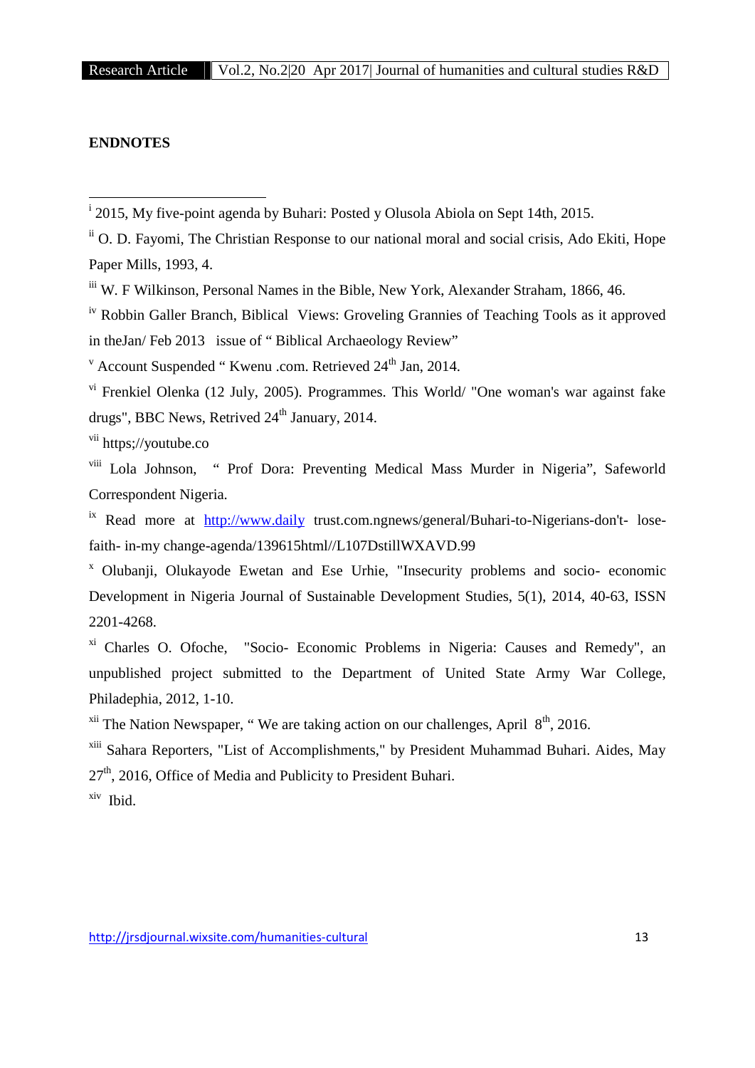**ENDNOTES**

---

[i] 2015, My five-point agenda by Buhari: Posted y Olusola Abiola on Sept 14th, 2015.

[ii] O. D. Fayomi, The Christian Response to our national moral and social crisis, Ado Ekiti, Hope Paper Mills, 1993, 4.

[iii] W. F Wilkinson, Personal Names in the Bible, New York, Alexander Straham, 1866, 46.

[iv] Robbin Galler Branch, Biblical Views: Groveling Grannies of Teaching Tools as it approved in theJan/ Feb 2013 issue of " Biblical Archaeology Review"

[v] Account Suspended " Kwenu .com. Retrieved 24th Jan, 2014.

[vi] Frenkiel Olenka (12 July, 2005). Programmes. This World/ "One woman's war against fake drugs", BBC News, Retrived 24th January, 2014.

[vii] https;//youtube.co

[viii] Lola Johnson, " Prof Dora: Preventing Medical Mass Murder in Nigeria", Safeworld Correspondent Nigeria.

[ix] Read more at http://www.daily trust.com.ngnews/general/Buhari-to-Nigerians-don't- lose-faith- in-my change-agenda/139615html//L107DstillWXAVD.99

[x] Olubanji, Olukayode Ewetan and Ese Urhie, "Insecurity problems and socio- economic Development in Nigeria Journal of Sustainable Development Studies, 5(1), 2014, 40-63, ISSN 2201-4268.

[xi] Charles O. Ofoche, "Socio- Economic Problems in Nigeria: Causes and Remedy", an unpublished project submitted to the Department of United State Army War College, Philadephia, 2012, 1-10.

[xii] The Nation Newspaper, " We are taking action on our challenges, April 8th, 2016.

[xiii] Sahara Reporters, "List of Accomplishments," by President Muhammad Buhari. Aides, May 27th, 2016, Office of Media and Publicity to President Buhari.

[xiv] Ibid.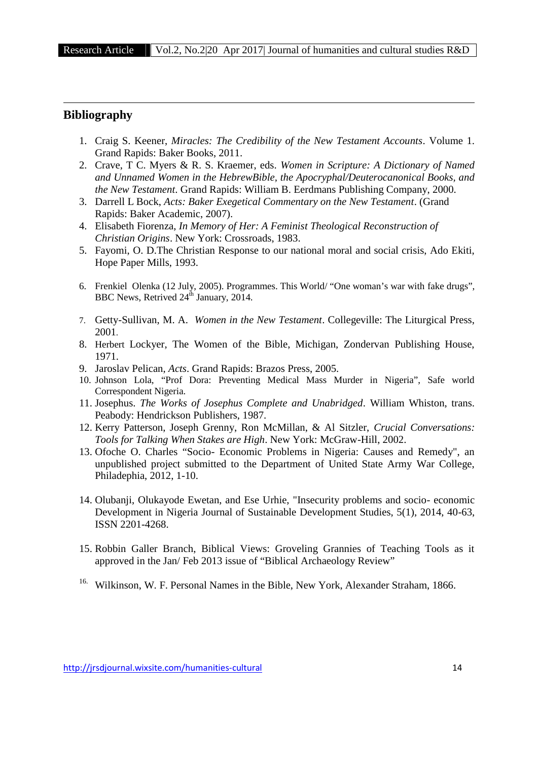## Bibliography

1. Craig S. Keener, *Miracles: The Credibility of the New Testament Accounts*. Volume 1. Grand Rapids: Baker Books, 2011.
2. Crave, T C. Myers & R. S. Kraemer, eds. *Women in Scripture: A Dictionary of Named and Unnamed Women in the HebrewBible, the Apocryphal/Deuterocanonical Books, and the New Testament*. Grand Rapids: William B. Eerdmans Publishing Company, 2000.
3. Darrell L Bock, *Acts: Baker Exegetical Commentary on the New Testament*. (Grand Rapids: Baker Academic, 2007).
4. Elisabeth Fiorenza, *In Memory of Her: A Feminist Theological Reconstruction of Christian Origins*. New York: Crossroads, 1983.
5. Fayomi, O. D.The Christian Response to our national moral and social crisis, Ado Ekiti, Hope Paper Mills, 1993.
6. Frenkiel Olenka (12 July, 2005). Programmes. This World/ "One woman's war with fake drugs", BBC News, Retrived 24th January, 2014.
7. Getty-Sullivan, M. A. *Women in the New Testament*. Collegeville: The Liturgical Press, 2001.
8. Herbert Lockyer, The Women of the Bible, Michigan, Zondervan Publishing House, 1971.
9. Jaroslav Pelican, *Acts*. Grand Rapids: Brazos Press, 2005.
10. Johnson Lola, "Prof Dora: Preventing Medical Mass Murder in Nigeria", Safe world Correspondent Nigeria.
11. Josephus. *The Works of Josephus Complete and Unabridged*. William Whiston, trans. Peabody: Hendrickson Publishers, 1987.
12. Kerry Patterson, Joseph Grenny, Ron McMillan, & Al Sitzler, *Crucial Conversations: Tools for Talking When Stakes are High*. New York: McGraw-Hill, 2002.
13. Ofoche O. Charles "Socio- Economic Problems in Nigeria: Causes and Remedy", an unpublished project submitted to the Department of United State Army War College, Philadephia, 2012, 1-10.
14. Olubanji, Olukayode Ewetan, and Ese Urhie, "Insecurity problems and socio- economic Development in Nigeria Journal of Sustainable Development Studies, 5(1), 2014, 40-63, ISSN 2201-4268.
15. Robbin Galler Branch, Biblical Views: Groveling Grannies of Teaching Tools as it approved in the Jan/ Feb 2013 issue of "Biblical Archaeology Review"
16. Wilkinson, W. F. Personal Names in the Bible, New York, Alexander Straham, 1866.